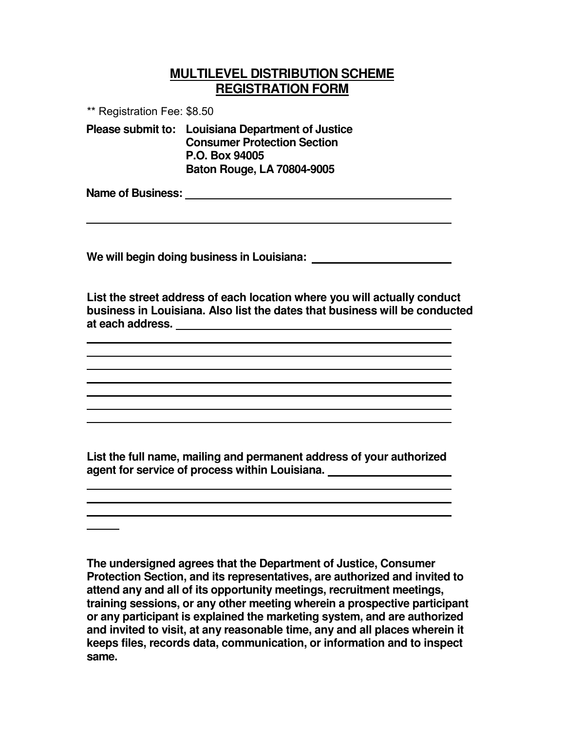# MULTILEVEL DISTRIBUTION SCHEME REGISTRATION FORM

** Registration Fee: $8.50

**Please submit to:** **Louisiana Department of Justice**
**Consumer Protection Section**
**P.O. Box 94005**
**Baton Rouge, LA 70804-9005**

**Name of Business:** ______________________________________________

______________________________________________________________

**We will begin doing business in Louisiana:** ______________________

**List the street address of each location where you will actually conduct business in Louisiana. Also list the dates that business will be conducted at each address.** ______________________________________________

______________________________________________________________
______________________________________________________________
______________________________________________________________
______________________________________________________________
______________________________________________________________
______________________________________________________________
______________________________________________________________

**List the full name, mailing and permanent address of your authorized agent for service of process within Louisiana.** ____________________

______________________________________________________________
______________________________________________________________
______________________________________________________________
_____

**The undersigned agrees that the Department of Justice, Consumer Protection Section, and its representatives, are authorized and invited to attend any and all of its opportunity meetings, recruitment meetings, training sessions, or any other meeting wherein a prospective participant or any participant is explained the marketing system, and are authorized and invited to visit, at any reasonable time, any and all places wherein it keeps files, records data, communication, or information and to inspect same.**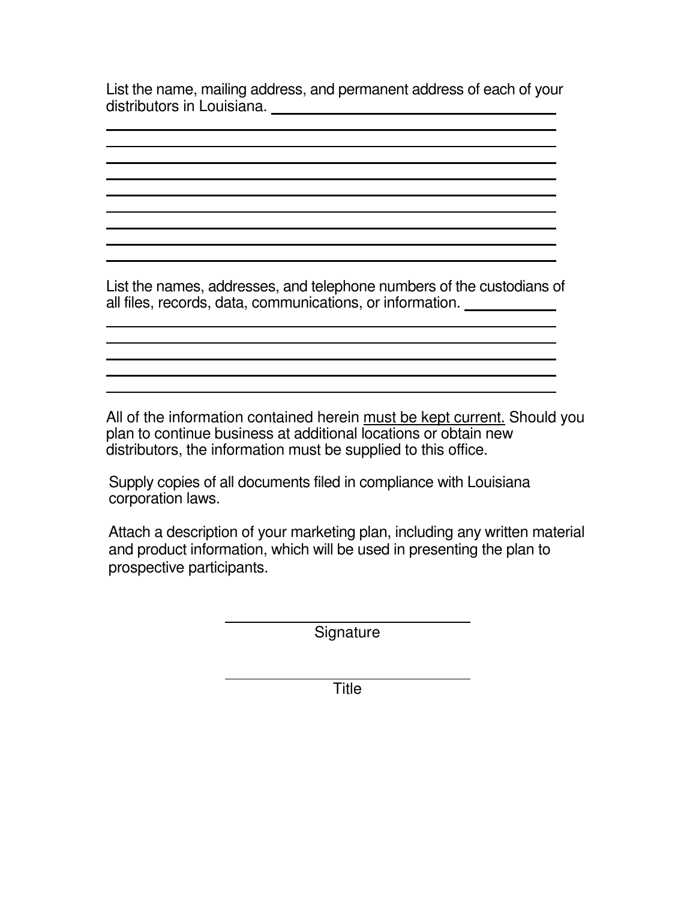List the name, mailing address, and permanent address of each of your distributors in Louisiana. ______________________________________

______________________________________________________________

______________________________________________________________

______________________________________________________________

______________________________________________________________

______________________________________________________________

______________________________________________________________

______________________________________________________________

______________________________________________________________

______________________________________________________________

List the names, addresses, and telephone numbers of the custodians of all files, records, data, communications, or information. ____________

______________________________________________________________

______________________________________________________________

______________________________________________________________

______________________________________________________________

______________________________________________________________

All of the information contained herein <u>must be kept current.</u> Should you plan to continue business at additional locations or obtain new distributors, the information must be supplied to this office.

Supply copies of all documents filed in compliance with Louisiana corporation laws.

Attach a description of your marketing plan, including any written material and product information, which will be used in presenting the plan to prospective participants.

______________________________
Signature

______________________________
Title